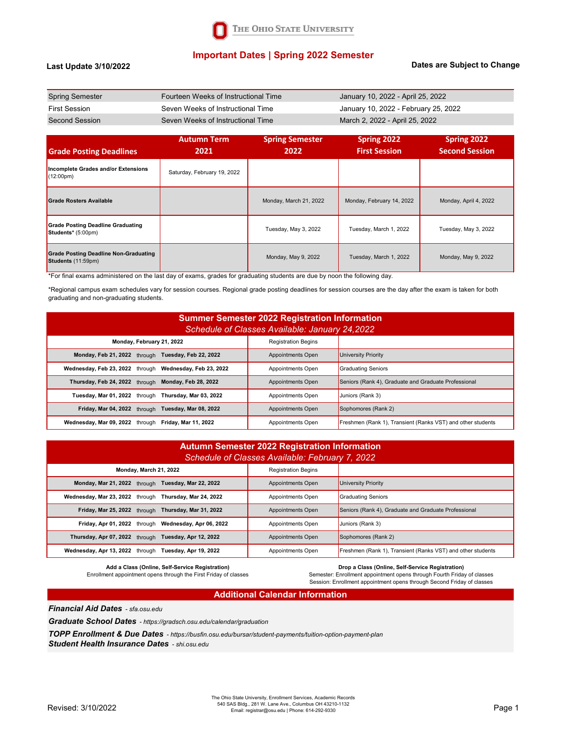The Ohio State University

# Important Dates | Spring 2022 Semester

**Last Update 3/10/2022**

**Dates are Subject to Change**

| | | |
|---|---|---|
| Spring Semester | Fourteen Weeks of Instructional Time | January 10, 2022 - April 25, 2022 |
| First Session | Seven Weeks of Instructional Time | January 10, 2022 - February 25, 2022 |
| Second Session | Seven Weeks of Instructional Time | March 2, 2022 - April 25, 2022 |

| Grade Posting Deadlines | Autumn Term 2021 | Spring Semester 2022 | Spring 2022 First Session | Spring 2022 Second Session |
|---|---|---|---|---|
| **Incomplete Grades and/or Extensions** (12:00pm) | Saturday, February 19, 2022 | | | |
| **Grade Rosters Available** | | Monday, March 21, 2022 | Monday, February 14, 2022 | Monday, April 4, 2022 |
| **Grade Posting Deadline Graduating Students*** (5:00pm) | | Tuesday, May 3, 2022 | Tuesday, March 1, 2022 | Tuesday, May 3, 2022 |
| **Grade Posting Deadline Non-Graduating Students** (11:59pm) | | Monday, May 9, 2022 | Tuesday, March 1, 2022 | Monday, May 9, 2022 |

*For final exams administered on the last day of exams, grades for graduating students are due by noon the following day.

*Regional campus exam schedules vary for session courses. Regional grade posting deadlines for session courses are the day after the exam is taken for both graduating and non-graduating students.

## Summer Semester 2022 Registration Information

*Schedule of Classes Available: January 24,2022*

| Dates | | |
|---|---|---|
| **Monday, February 21, 2022** | Registration Begins | |
| **Monday, Feb 21, 2022** through **Tuesday, Feb 22, 2022** | Appointments Open | University Priority |
| **Wednesday, Feb 23, 2022** through **Wednesday, Feb 23, 2022** | Appointments Open | Graduating Seniors |
| **Thursday, Feb 24, 2022** through **Monday, Feb 28, 2022** | Appointments Open | Seniors (Rank 4), Graduate and Graduate Professional |
| **Tuesday, Mar 01, 2022** through **Thursday, Mar 03, 2022** | Appointments Open | Juniors (Rank 3) |
| **Friday, Mar 04, 2022** through **Tuesday, Mar 08, 2022** | Appointments Open | Sophomores (Rank 2) |
| **Wednesday, Mar 09, 2022** through **Friday, Mar 11, 2022** | Appointments Open | Freshmen (Rank 1), Transient (Ranks VST) and other students |

## Autumn Semester 2022 Registration Information

*Schedule of Classes Available: February 7, 2022*

| Dates | | |
|---|---|---|
| **Monday, March 21, 2022** | Registration Begins | |
| **Monday, Mar 21, 2022** through **Tuesday, Mar 22, 2022** | Appointments Open | University Priority |
| **Wednesday, Mar 23, 2022** through **Thursday, Mar 24, 2022** | Appointments Open | Graduating Seniors |
| **Friday, Mar 25, 2022** through **Thursday, Mar 31, 2022** | Appointments Open | Seniors (Rank 4), Graduate and Graduate Professional |
| **Friday, Apr 01, 2022** through **Wednesday, Apr 06, 2022** | Appointments Open | Juniors (Rank 3) |
| **Thursday, Apr 07, 2022** through **Tuesday, Apr 12, 2022** | Appointments Open | Sophomores (Rank 2) |
| **Wednesday, Apr 13, 2022** through **Tuesday, Apr 19, 2022** | Appointments Open | Freshmen (Rank 1), Transient (Ranks VST) and other students |

**Add a Class (Online, Self-Service Registration)**
Enrollment appointment opens through the First Friday of classes

**Drop a Class (Online, Self-Service Registration)**
Semester: Enrollment appointment opens through Fourth Friday of classes
Session: Enrollment appointment opens through Second Friday of classes

## Additional Calendar Information

***Financial Aid Dates*** *- sfa.osu.edu*

***Graduate School Dates*** *- https://gradsch.osu.edu/calendar/graduation*

***TOPP Enrollment & Due Dates*** *- https://busfin.osu.edu/bursar/student-payments/tuition-option-payment-plan*

***Student Health Insurance Dates*** *- shi.osu.edu*

Revised: 3/10/2022

The Ohio State University, Enrollment Services, Academic Records
540 SAS Bldg., 281 W. Lane Ave., Columbus OH 43210-1132
Email: registrar@osu.edu | Phone: 614-292-9330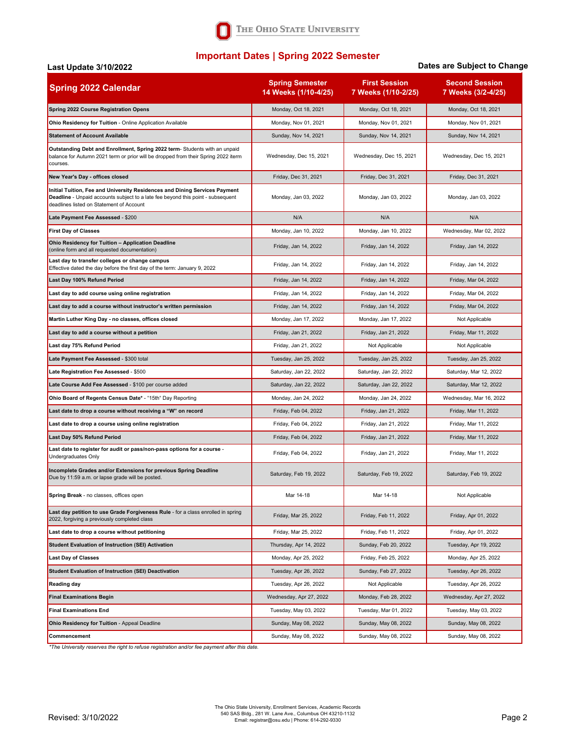# Important Dates | Spring 2022 Semester

**Last Update 3/10/2022**

**Dates are Subject to Change**

| Spring 2022 Calendar | Spring Semester 14 Weeks (1/10-4/25) | First Session 7 Weeks (1/10-2/25) | Second Session 7 Weeks (3/2-4/25) |
|---|---|---|---|
| **Spring 2022 Course Registration Opens** | Monday, Oct 18, 2021 | Monday, Oct 18, 2021 | Monday, Oct 18, 2021 |
| **Ohio Residency for Tuition** - Online Application Available | Monday, Nov 01, 2021 | Monday, Nov 01, 2021 | Monday, Nov 01, 2021 |
| **Statement of Account Available** | Sunday, Nov 14, 2021 | Sunday, Nov 14, 2021 | Sunday, Nov 14, 2021 |
| **Outstanding Debt and Enrollment, Spring 2022 term**- Students with an unpaid balance for Autumn 2021 term or prior will be dropped from their Spring 2022 iterm courses. | Wednesday, Dec 15, 2021 | Wednesday, Dec 15, 2021 | Wednesday, Dec 15, 2021 |
| **New Year's Day - offices closed** | Friday, Dec 31, 2021 | Friday, Dec 31, 2021 | Friday, Dec 31, 2021 |
| **Initial Tuition, Fee and University Residences and Dining Services Payment Deadline** - Unpaid accounts subject to a late fee beyond this point - subsequent deadlines listed on Statement of Account | Monday, Jan 03, 2022 | Monday, Jan 03, 2022 | Monday, Jan 03, 2022 |
| **Late Payment Fee Assessed** - $200 | N/A | N/A | N/A |
| **First Day of Classes** | Monday, Jan 10, 2022 | Monday, Jan 10, 2022 | Wednesday, Mar 02, 2022 |
| **Ohio Residency for Tuition – Application Deadline** (online form and all requested documentation) | Friday, Jan 14, 2022 | Friday, Jan 14, 2022 | Friday, Jan 14, 2022 |
| **Last day to transfer colleges or change campus** Effective dated the day before the first day of the term: January 9, 2022 | Friday, Jan 14, 2022 | Friday, Jan 14, 2022 | Friday, Jan 14, 2022 |
| **Last Day 100% Refund Period** | Friday, Jan 14, 2022 | Friday, Jan 14, 2022 | Friday, Mar 04, 2022 |
| **Last day to add course using online registration** | Friday, Jan 14, 2022 | Friday, Jan 14, 2022 | Friday, Mar 04, 2022 |
| **Last day to add a course without instructor's written permission** | Friday, Jan 14, 2022 | Friday, Jan 14, 2022 | Friday, Mar 04, 2022 |
| **Martin Luther King Day - no classes, offices closed** | Monday, Jan 17, 2022 | Monday, Jan 17, 2022 | Not Applicable |
| **Last day to add a course without a petition** | Friday, Jan 21, 2022 | Friday, Jan 21, 2022 | Friday, Mar 11, 2022 |
| **Last day 75% Refund Period** | Friday, Jan 21, 2022 | Not Applicable | Not Applicable |
| **Late Payment Fee Assessed** - $300 total | Tuesday, Jan 25, 2022 | Tuesday, Jan 25, 2022 | Tuesday, Jan 25, 2022 |
| **Late Registration Fee Assessed** - $500 | Saturday, Jan 22, 2022 | Saturday, Jan 22, 2022 | Saturday, Mar 12, 2022 |
| **Late Course Add Fee Assessed** - $100 per course added | Saturday, Jan 22, 2022 | Saturday, Jan 22, 2022 | Saturday, Mar 12, 2022 |
| **Ohio Board of Regents Census Date*** - "15th" Day Reporting | Monday, Jan 24, 2022 | Monday, Jan 24, 2022 | Wednesday, Mar 16, 2022 |
| **Last date to drop a course without receiving a "W" on record** | Friday, Feb 04, 2022 | Friday, Jan 21, 2022 | Friday, Mar 11, 2022 |
| **Last date to drop a course using online registration** | Friday, Feb 04, 2022 | Friday, Jan 21, 2022 | Friday, Mar 11, 2022 |
| **Last Day 50% Refund Period** | Friday, Feb 04, 2022 | Friday, Jan 21, 2022 | Friday, Mar 11, 2022 |
| **Last date to register for audit or pass/non-pass options for a course** - Undergraduates Only | Friday, Feb 04, 2022 | Friday, Jan 21, 2022 | Friday, Mar 11, 2022 |
| **Incomplete Grades and/or Extensions for previous Spring Deadline** Due by 11:59 a.m. or lapse grade will be posted. | Saturday, Feb 19, 2022 | Saturday, Feb 19, 2022 | Saturday, Feb 19, 2022 |
| **Spring Break** - no classes, offices open | Mar 14-18 | Mar 14-18 | Not Applicable |
| **Last day petition to use Grade Forgiveness Rule** - for a class enrolled in spring 2022, forgiving a previously completed class | Friday, Mar 25, 2022 | Friday, Feb 11, 2022 | Friday, Apr 01, 2022 |
| **Last date to drop a course without petitioning** | Friday, Mar 25, 2022 | Friday, Feb 11, 2022 | Friday, Apr 01, 2022 |
| **Student Evaluation of Instruction (SEI) Activation** | Thursday, Apr 14, 2022 | Sunday, Feb 20, 2022 | Tuesday, Apr 19, 2022 |
| **Last Day of Classes** | Monday, Apr 25, 2022 | Friday, Feb 25, 2022 | Monday, Apr 25, 2022 |
| **Student Evaluation of Instruction (SEI) Deactivation** | Tuesday, Apr 26, 2022 | Sunday, Feb 27, 2022 | Tuesday, Apr 26, 2022 |
| **Reading day** | Tuesday, Apr 26, 2022 | Not Applicable | Tuesday, Apr 26, 2022 |
| **Final Examinations Begin** | Wednesday, Apr 27, 2022 | Monday, Feb 28, 2022 | Wednesday, Apr 27, 2022 |
| **Final Examinations End** | Tuesday, May 03, 2022 | Tuesday, Mar 01, 2022 | Tuesday, May 03, 2022 |
| **Ohio Residency for Tuition** - Appeal Deadline | Sunday, May 08, 2022 | Sunday, May 08, 2022 | Sunday, May 08, 2022 |
| **Commencement** | Sunday, May 08, 2022 | Sunday, May 08, 2022 | Sunday, May 08, 2022 |

*\*The University reserves the right to refuse registration and/or fee payment after this date.*

Revised: 3/10/2022

The Ohio State University, Enrollment Services, Academic Records
540 SAS Bldg., 281 W. Lane Ave., Columbus OH 43210-1132
Email: registrar@osu.edu | Phone: 614-292-9330